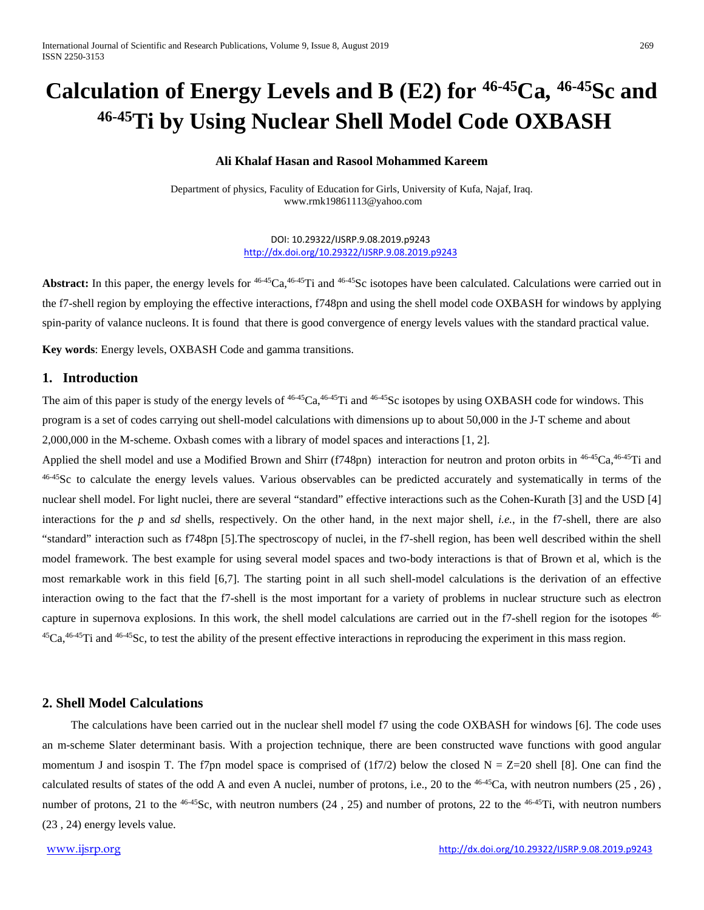# Calculation of Energy Levels and B (E2) for $^{46\text{-}45}$Ca, $^{46\text{-}45}$Sc and $^{46\text{-}45}$Ti by Using Nuclear Shell Model Code OXBASH

**Ali Khalaf Hasan and Rasool Mohammed Kareem**

Department of physics, Faculty of Education for Girls, University of Kufa, Najaf, Iraq.
www.rmk19861113@yahoo.com

DOI: 10.29322/IJSRP.9.08.2019.p9243
http://dx.doi.org/10.29322/IJSRP.9.08.2019.p9243

**Abstract:** In this paper, the energy levels for $^{46\text{-}45}$Ca,$^{46\text{-}45}$Ti and $^{46\text{-}45}$Sc isotopes have been calculated. Calculations were carried out in the f7-shell region by employing the effective interactions, f748pn and using the shell model code OXBASH for windows by applying spin-parity of valance nucleons. It is found that there is good convergence of energy levels values with the standard practical value.

**Key words**: Energy levels, OXBASH Code and gamma transitions.

## 1. Introduction

The aim of this paper is study of the energy levels of $^{46\text{-}45}$Ca,$^{46\text{-}45}$Ti and $^{46\text{-}45}$Sc isotopes by using OXBASH code for windows. This program is a set of codes carrying out shell-model calculations with dimensions up to about 50,000 in the J-T scheme and about 2,000,000 in the M-scheme. Oxbash comes with a library of model spaces and interactions [1, 2].

Applied the shell model and use a Modified Brown and Shirr (f748pn) interaction for neutron and proton orbits in $^{46\text{-}45}$Ca,$^{46\text{-}45}$Ti and $^{46\text{-}45}$Sc to calculate the energy levels values. Various observables can be predicted accurately and systematically in terms of the nuclear shell model. For light nuclei, there are several "standard" effective interactions such as the Cohen-Kurath [3] and the USD [4] interactions for the *p* and *sd* shells, respectively. On the other hand, in the next major shell, *i.e.*, in the f7-shell, there are also "standard" interaction such as f748pn [5].The spectroscopy of nuclei, in the f7-shell region, has been well described within the shell model framework. The best example for using several model spaces and two-body interactions is that of Brown et al, which is the most remarkable work in this field [6,7]. The starting point in all such shell-model calculations is the derivation of an effective interaction owing to the fact that the f7-shell is the most important for a variety of problems in nuclear structure such as electron capture in supernova explosions. In this work, the shell model calculations are carried out in the f7-shell region for the isotopes $^{46\text{-}45}$Ca,$^{46\text{-}45}$Ti and $^{46\text{-}45}$Sc, to test the ability of the present effective interactions in reproducing the experiment in this mass region.

## 2. Shell Model Calculations

The calculations have been carried out in the nuclear shell model f7 using the code OXBASH for windows [6]. The code uses an m-scheme Slater determinant basis. With a projection technique, there are been constructed wave functions with good angular momentum J and isospin T. The f7pn model space is comprised of (1f7/2) below the closed N = Z=20 shell [8]. One can find the calculated results of states of the odd A and even A nuclei, number of protons, i.e., 20 to the $^{46\text{-}45}$Ca, with neutron numbers (25 , 26) , number of protons, 21 to the $^{46\text{-}45}$Sc, with neutron numbers (24 , 25) and number of protons, 22 to the $^{46\text{-}45}$Ti, with neutron numbers (23 , 24) energy levels value.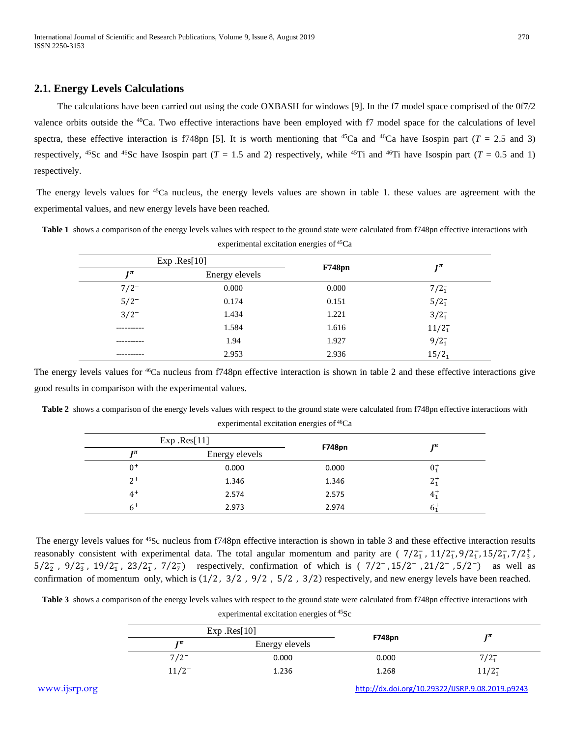## 2.1. Energy Levels Calculations

The calculations have been carried out using the code OXBASH for windows [9]. In the f7 model space comprised of the 0f7/2 valence orbits outside the $^{40}$Ca. Two effective interactions have been employed with f7 model space for the calculations of level spectra, these effective interaction is f748pn [5]. It is worth mentioning that $^{45}$Ca and $^{46}$Ca have Isospin part ($T$ = 2.5 and 3) respectively, $^{45}$Sc and $^{46}$Sc have Isospin part ($T$ = 1.5 and 2) respectively, while $^{45}$Ti and $^{46}$Ti have Isospin part ($T$ = 0.5 and 1) respectively.

The energy levels values for $^{45}$Ca nucleus, the energy levels values are shown in table 1. these values are agreement with the experimental values, and new energy levels have been reached.

**Table 1** shows a comparison of the energy levels values with respect to the ground state were calculated from f748pn effective interactions with experimental excitation energies of $^{45}$Ca

| Exp .Res[10] | | F748pn | $J^{\pi}$ |
|---|---|---|---|
| $J^{\pi}$ | Energy elevels | | |
| $7/2^{-}$ | 0.000 | 0.000 | $7/2_1^{-}$ |
| $5/2^{-}$ | 0.174 | 0.151 | $5/2_1^{-}$ |
| $3/2^{-}$ | 1.434 | 1.221 | $3/2_1^{-}$ |
| ---------- | 1.584 | 1.616 | $11/2_1^{-}$ |
| ---------- | 1.94 | 1.927 | $9/2_1^{-}$ |
| ---------- | 2.953 | 2.936 | $15/2_1^{-}$ |

The energy levels values for $^{46}$Ca nucleus from f748pn effective interaction is shown in table 2 and these effective interactions give good results in comparison with the experimental values.

**Table 2** shows a comparison of the energy levels values with respect to the ground state were calculated from f748pn effective interactions with experimental excitation energies of $^{46}$Ca

| Exp .Res[11] | | F748pn | $J^{\pi}$ |
|---|---|---|---|
| $J^{\pi}$ | Energy elevels | | |
| $0^{+}$ | 0.000 | 0.000 | $0_1^{+}$ |
| $2^{+}$ | 1.346 | 1.346 | $2_1^{+}$ |
| $4^{+}$ | 2.574 | 2.575 | $4_1^{+}$ |
| $6^{+}$ | 2.973 | 2.974 | $6_1^{+}$ |

The energy levels values for $^{45}$Sc nucleus from f748pn effective interaction is shown in table 3 and these effective interaction results reasonably consistent with experimental data. The total angular momentum and parity are ( $7/2_1^{-}$, $11/2_1^{-}$, $9/2_1^{-}$, $15/2_1^{-}$, $7/2_3^{+}$, $5/2_2^{-}$ , $9/2_3^{-}$, $19/2_1^{-}$, $23/2_1^{-}$, $7/2_7^{-}$) respectively, confirmation of which is ( $7/2^{-}$, $15/2^{-}$ , $21/2^{-}$ , $5/2^{-}$) as well as confirmation of momentum only, which is ($1/2$, $3/2$ , $9/2$ , $5/2$ , $3/2$) respectively, and new energy levels have been reached.

**Table 3** shows a comparison of the energy levels values with respect to the ground state were calculated from f748pn effective interactions with experimental excitation energies of $^{45}$Sc

| Exp .Res[10] | | F748pn | $J^{\pi}$ |
|---|---|---|---|
| $J^{\pi}$ | Energy elevels | | |
| $7/2^{-}$ | 0.000 | 0.000 | $7/2_1^{-}$ |
| $11/2^{-}$ | 1.236 | 1.268 | $11/2_1^{-}$ |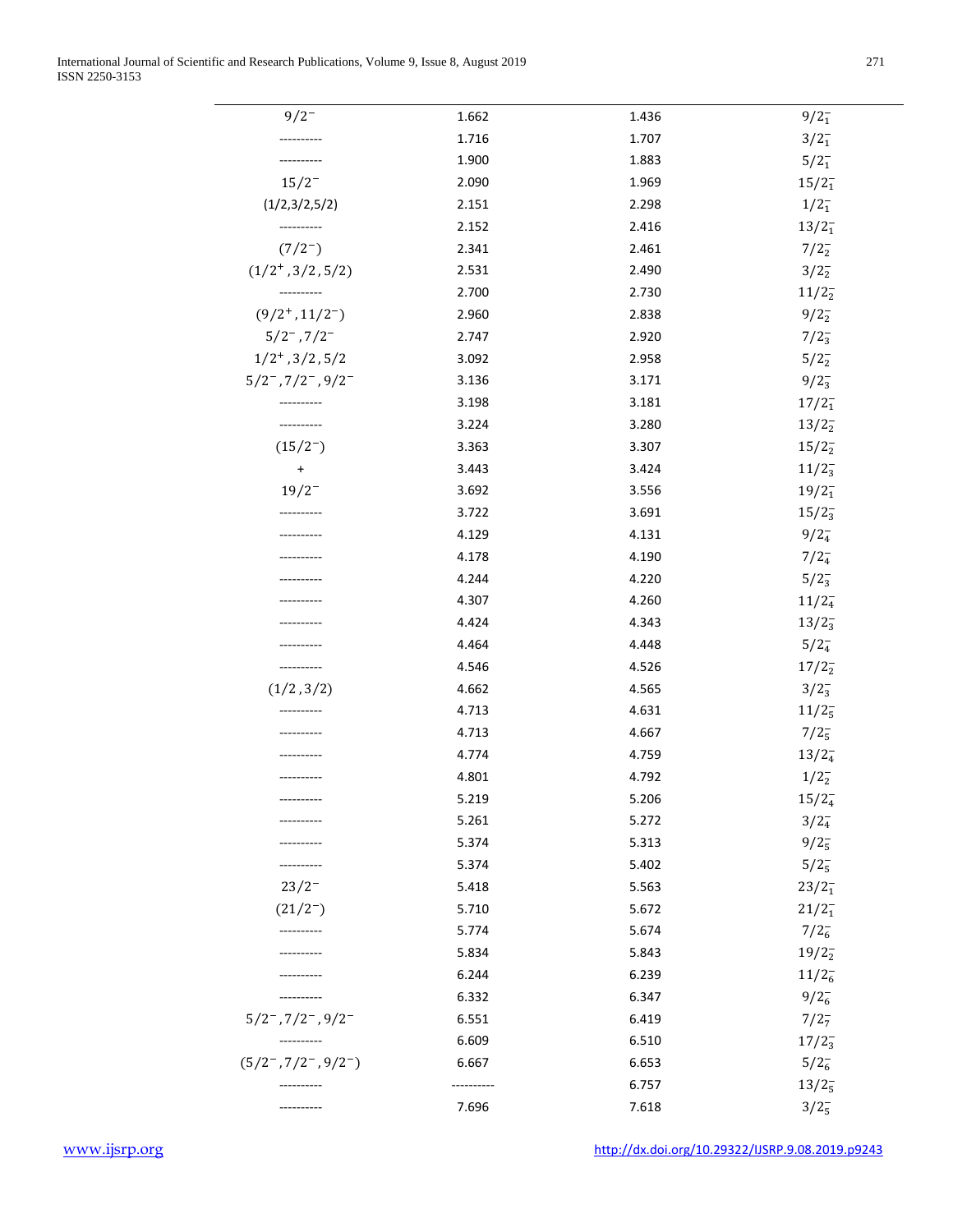| $9/2^-$ | 1.662 | 1.436 | $9/2_1^-$ |
|---|---|---|---|
| ---------- | 1.716 | 1.707 | $3/2_1^-$ |
| ---------- | 1.900 | 1.883 | $5/2_1^-$ |
| $15/2^-$ | 2.090 | 1.969 | $15/2_1^-$ |
| (1/2,3/2,5/2) | 2.151 | 2.298 | $1/2_1^-$ |
| ---------- | 2.152 | 2.416 | $13/2_1^-$ |
| $(7/2^-)$ | 2.341 | 2.461 | $7/2_2^-$ |
| $(1/2^+, 3/2, 5/2)$ | 2.531 | 2.490 | $3/2_2^-$ |
| ---------- | 2.700 | 2.730 | $11/2_2^-$ |
| $(9/2^+, 11/2^-)$ | 2.960 | 2.838 | $9/2_2^-$ |
| $5/2^-, 7/2^-$ | 2.747 | 2.920 | $7/2_3^-$ |
| $1/2^+, 3/2, 5/2$ | 3.092 | 2.958 | $5/2_2^-$ |
| $5/2^-, 7/2^-, 9/2^-$ | 3.136 | 3.171 | $9/2_3^-$ |
| ---------- | 3.198 | 3.181 | $17/2_1^-$ |
| ---------- | 3.224 | 3.280 | $13/2_2^-$ |
| $(15/2^-)$ | 3.363 | 3.307 | $15/2_2^-$ |
| + | 3.443 | 3.424 | $11/2_3^-$ |
| $19/2^-$ | 3.692 | 3.556 | $19/2_1^-$ |
| ---------- | 3.722 | 3.691 | $15/2_3^-$ |
| ---------- | 4.129 | 4.131 | $9/2_4^-$ |
| ---------- | 4.178 | 4.190 | $7/2_4^-$ |
| ---------- | 4.244 | 4.220 | $5/2_3^-$ |
| ---------- | 4.307 | 4.260 | $11/2_4^-$ |
| ---------- | 4.424 | 4.343 | $13/2_3^-$ |
| ---------- | 4.464 | 4.448 | $5/2_4^-$ |
| ---------- | 4.546 | 4.526 | $17/2_2^-$ |
| $(1/2, 3/2)$ | 4.662 | 4.565 | $3/2_3^-$ |
| ---------- | 4.713 | 4.631 | $11/2_5^-$ |
| ---------- | 4.713 | 4.667 | $7/2_5^-$ |
| ---------- | 4.774 | 4.759 | $13/2_4^-$ |
| ---------- | 4.801 | 4.792 | $1/2_2^-$ |
| ---------- | 5.219 | 5.206 | $15/2_4^-$ |
| ---------- | 5.261 | 5.272 | $3/2_4^-$ |
| ---------- | 5.374 | 5.313 | $9/2_5^-$ |
| ---------- | 5.374 | 5.402 | $5/2_5^-$ |
| $23/2^-$ | 5.418 | 5.563 | $23/2_1^-$ |
| $(21/2^-)$ | 5.710 | 5.672 | $21/2_1^-$ |
| ---------- | 5.774 | 5.674 | $7/2_6^-$ |
| ---------- | 5.834 | 5.843 | $19/2_2^-$ |
| ---------- | 6.244 | 6.239 | $11/2_6^-$ |
| ---------- | 6.332 | 6.347 | $9/2_6^-$ |
| $5/2^-, 7/2^-, 9/2^-$ | 6.551 | 6.419 | $7/2_7^-$ |
| ---------- | 6.609 | 6.510 | $17/2_3^-$ |
| $(5/2^-, 7/2^-, 9/2^-)$ | 6.667 | 6.653 | $5/2_6^-$ |
| ---------- | ---------- | 6.757 | $13/2_5^-$ |
| ---------- | 7.696 | 7.618 | $3/2_5^-$ |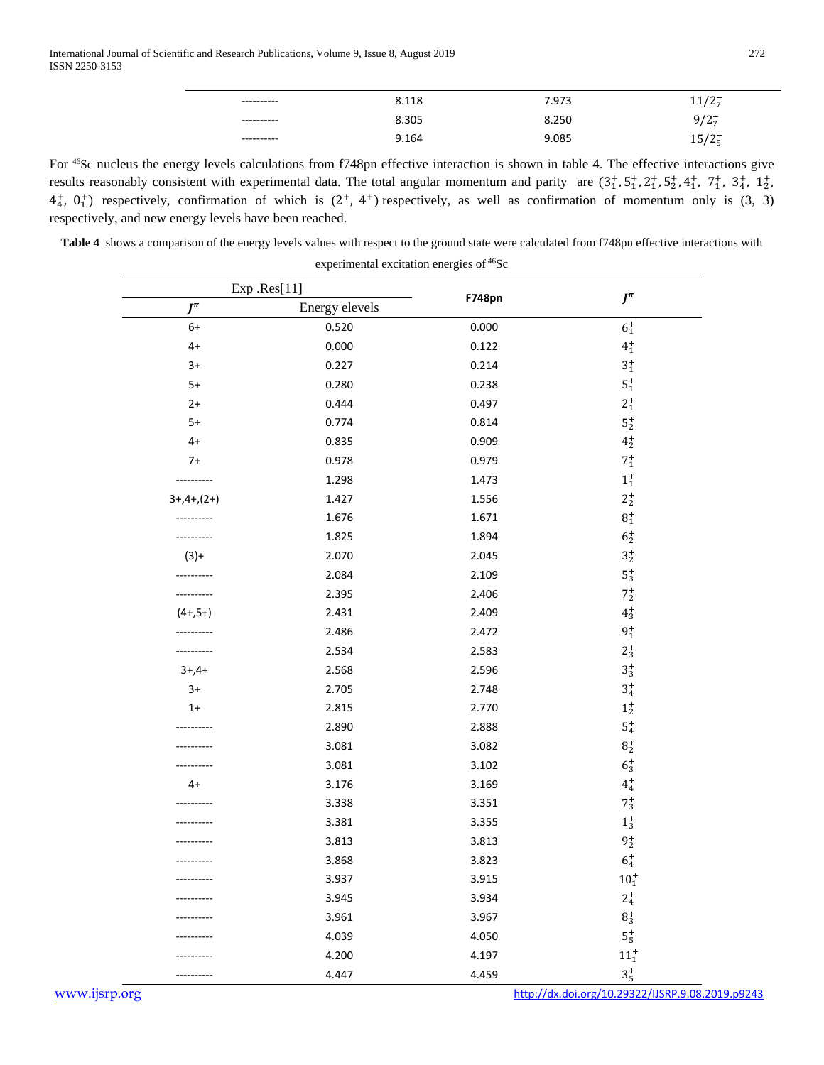| ---------- | 8.118 | 7.973 | $11/2_7^-$ |
|---|---|---|---|
| ---------- | 8.305 | 8.250 | $9/2_7^-$ |
| ---------- | 9.164 | 9.085 | $15/2_5^-$ |

For [46]Sc nucleus the energy levels calculations from f748pn effective interaction is shown in table 4. The effective interactions give results reasonably consistent with experimental data. The total angular momentum and parity are ($3_1^+, 5_1^+, 2_1^+, 5_2^+, 4_1^+, 7_1^+, 3_4^+, 1_2^+, 4_4^+, 0_1^+$) respectively, confirmation of which is ($2^+, 4^+$) respectively, as well as confirmation of momentum only is (3, 3) respectively, and new energy levels have been reached.

**Table 4** shows a comparison of the energy levels values with respect to the ground state were calculated from f748pn effective interactions with experimental excitation energies of [46]Sc

| Exp .Res[11] | | F748pn | $J^\pi$ |
|---|---|---|---|
| $J^\pi$ | Energy elevels | | |
| 6+ | 0.520 | 0.000 | $6_1^+$ |
| 4+ | 0.000 | 0.122 | $4_1^+$ |
| 3+ | 0.227 | 0.214 | $3_1^+$ |
| 5+ | 0.280 | 0.238 | $5_1^+$ |
| 2+ | 0.444 | 0.497 | $2_1^+$ |
| 5+ | 0.774 | 0.814 | $5_2^+$ |
| 4+ | 0.835 | 0.909 | $4_2^+$ |
| 7+ | 0.978 | 0.979 | $7_1^+$ |
| ---------- | 1.298 | 1.473 | $1_1^+$ |
| 3+,4+,(2+) | 1.427 | 1.556 | $2_2^+$ |
| ---------- | 1.676 | 1.671 | $8_1^+$ |
| ---------- | 1.825 | 1.894 | $6_2^+$ |
| (3)+ | 2.070 | 2.045 | $3_2^+$ |
| ---------- | 2.084 | 2.109 | $5_3^+$ |
| ---------- | 2.395 | 2.406 | $7_2^+$ |
| (4+,5+) | 2.431 | 2.409 | $4_3^+$ |
| ---------- | 2.486 | 2.472 | $9_1^+$ |
| ---------- | 2.534 | 2.583 | $2_3^+$ |
| 3+,4+ | 2.568 | 2.596 | $3_3^+$ |
| 3+ | 2.705 | 2.748 | $3_4^+$ |
| 1+ | 2.815 | 2.770 | $1_2^+$ |
| ---------- | 2.890 | 2.888 | $5_4^+$ |
| ---------- | 3.081 | 3.082 | $8_2^+$ |
| ---------- | 3.081 | 3.102 | $6_3^+$ |
| 4+ | 3.176 | 3.169 | $4_4^+$ |
| ---------- | 3.338 | 3.351 | $7_3^+$ |
| ---------- | 3.381 | 3.355 | $1_3^+$ |
| ---------- | 3.813 | 3.813 | $9_2^+$ |
| ---------- | 3.868 | 3.823 | $6_4^+$ |
| ---------- | 3.937 | 3.915 | $10_1^+$ |
| ---------- | 3.945 | 3.934 | $2_4^+$ |
| ---------- | 3.961 | 3.967 | $8_3^+$ |
| ---------- | 4.039 | 4.050 | $5_5^+$ |
| ---------- | 4.200 | 4.197 | $11_1^+$ |
| ---------- | 4.447 | 4.459 | $3_5^+$ |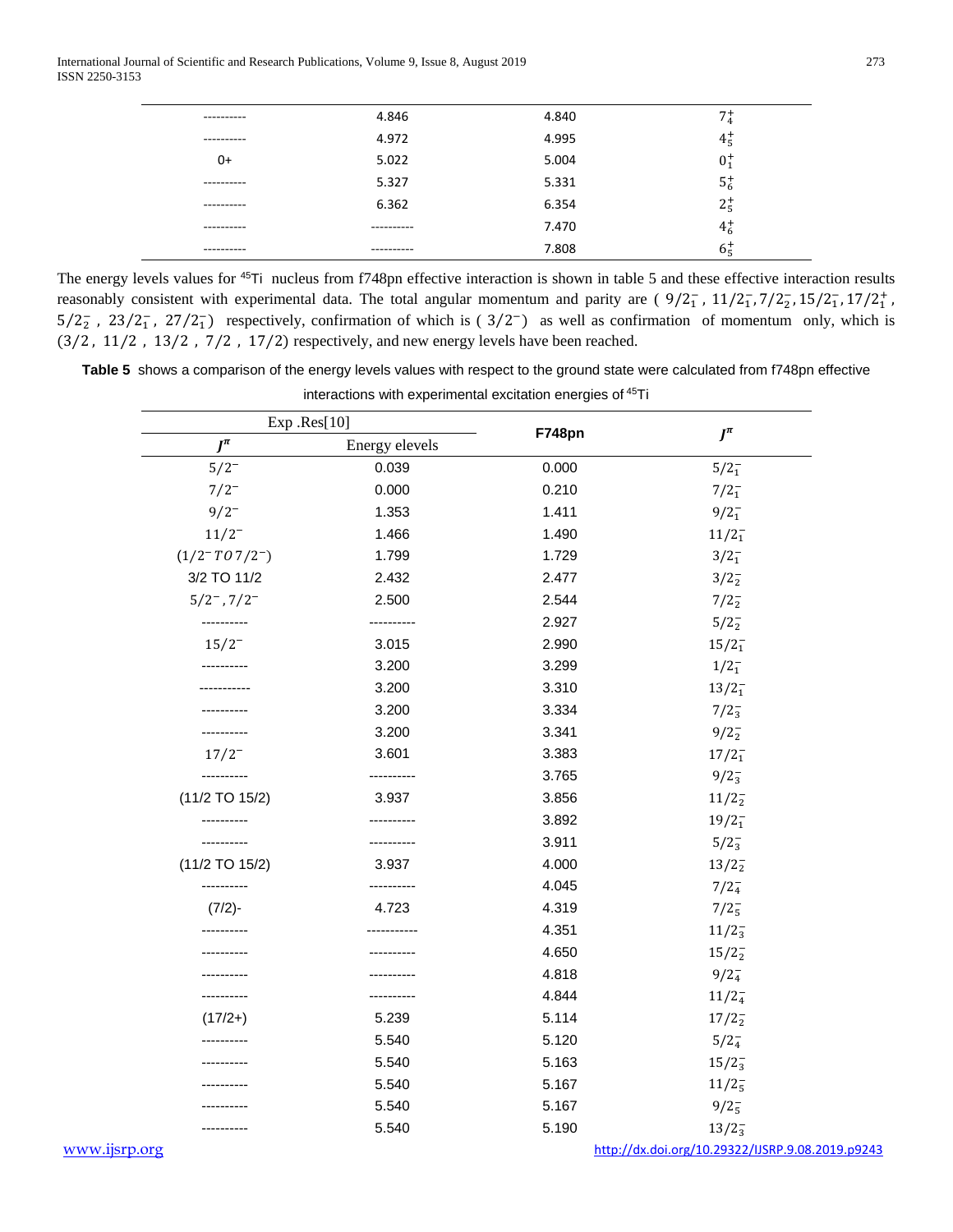| | | | |
|---|---|---|---|
| ---------- | 4.846 | 4.840 | $7_4^+$ |
| ---------- | 4.972 | 4.995 | $4_5^+$ |
| 0+ | 5.022 | 5.004 | $0_1^+$ |
| ---------- | 5.327 | 5.331 | $5_6^+$ |
| ---------- | 6.362 | 6.354 | $2_5^+$ |
| ---------- | ---------- | 7.470 | $4_6^+$ |
| ---------- | ---------- | 7.808 | $6_5^+$ |

The energy levels values for [45]Ti nucleus from f748pn effective interaction is shown in table 5 and these effective interaction results reasonably consistent with experimental data. The total angular momentum and parity are ( $9/2_1^-$ , $11/2_1^-$, $7/2_2^-$, $15/2_1^-$, $17/2_1^+$ , $5/2_2^-$ , $23/2_1^-$, $27/2_1^-$) respectively, confirmation of which is ( $3/2^-$) as well as confirmation of momentum only, which is $(3/2 , 11/2 , 13/2 , 7/2 , 17/2)$ respectively, and new energy levels have been reached.

**Table 5** shows a comparison of the energy levels values with respect to the ground state were calculated from f748pn effective interactions with experimental excitation energies of [45]Ti

| Exp .Res[10] | | F748pn | $J^\pi$ |
|---|---|---|---|
| $J^\pi$ | Energy elevels | | |
| $5/2^-$ | 0.039 | 0.000 | $5/2_1^-$ |
| $7/2^-$ | 0.000 | 0.210 | $7/2_1^-$ |
| $9/2^-$ | 1.353 | 1.411 | $9/2_1^-$ |
| $11/2^-$ | 1.466 | 1.490 | $11/2_1^-$ |
| $(1/2^-\ TO\ 7/2^-)$ | 1.799 | 1.729 | $3/2_1^-$ |
| 3/2 TO 11/2 | 2.432 | 2.477 | $3/2_2^-$ |
| $5/2^-, 7/2^-$ | 2.500 | 2.544 | $7/2_2^-$ |
| ---------- | ---------- | 2.927 | $5/2_2^-$ |
| $15/2^-$ | 3.015 | 2.990 | $15/2_1^-$ |
| ---------- | 3.200 | 3.299 | $1/2_1^-$ |
| ----------- | 3.200 | 3.310 | $13/2_1^-$ |
| ---------- | 3.200 | 3.334 | $7/2_3^-$ |
| ---------- | 3.200 | 3.341 | $9/2_2^-$ |
| $17/2^-$ | 3.601 | 3.383 | $17/2_1^-$ |
| ---------- | ---------- | 3.765 | $9/2_3^-$ |
| (11/2 TO 15/2) | 3.937 | 3.856 | $11/2_2^-$ |
| ---------- | ---------- | 3.892 | $19/2_1^-$ |
| ---------- | ---------- | 3.911 | $5/2_3^-$ |
| (11/2 TO 15/2) | 3.937 | 4.000 | $13/2_2^-$ |
| ---------- | ---------- | 4.045 | $7/2_4^-$ |
| (7/2)- | 4.723 | 4.319 | $7/2_5^-$ |
| ---------- | ----------- | 4.351 | $11/2_3^-$ |
| ---------- | ---------- | 4.650 | $15/2_2^-$ |
| ---------- | ---------- | 4.818 | $9/2_4^-$ |
| ---------- | ---------- | 4.844 | $11/2_4^-$ |
| (17/2+) | 5.239 | 5.114 | $17/2_2^-$ |
| ---------- | 5.540 | 5.120 | $5/2_4^-$ |
| ---------- | 5.540 | 5.163 | $15/2_3^-$ |
| ---------- | 5.540 | 5.167 | $11/2_5^-$ |
| ---------- | 5.540 | 5.167 | $9/2_5^-$ |
| ---------- | 5.540 | 5.190 | $13/2_3^-$ |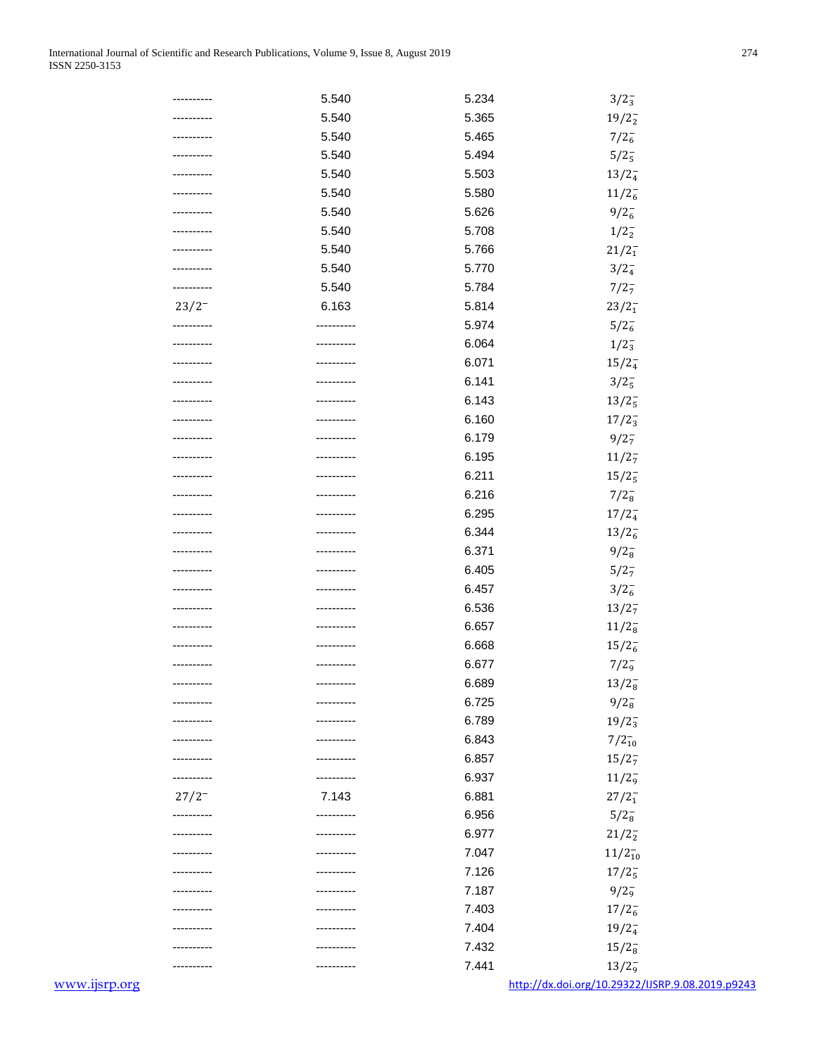| | | | |
|---|---|---|---|
| ---------- | 5.540 | 5.234 | $3/2_3^-$ |
| ---------- | 5.540 | 5.365 | $19/2_2^-$ |
| ---------- | 5.540 | 5.465 | $7/2_6^-$ |
| ---------- | 5.540 | 5.494 | $5/2_5^-$ |
| ---------- | 5.540 | 5.503 | $13/2_4^-$ |
| ---------- | 5.540 | 5.580 | $11/2_6^-$ |
| ---------- | 5.540 | 5.626 | $9/2_6^-$ |
| ---------- | 5.540 | 5.708 | $1/2_2^-$ |
| ---------- | 5.540 | 5.766 | $21/2_1^-$ |
| ---------- | 5.540 | 5.770 | $3/2_4^-$ |
| ---------- | 5.540 | 5.784 | $7/2_7^-$ |
| $23/2^-$ | 6.163 | 5.814 | $23/2_1^-$ |
| ---------- | ---------- | 5.974 | $5/2_6^-$ |
| ---------- | ---------- | 6.064 | $1/2_3^-$ |
| ---------- | ---------- | 6.071 | $15/2_4^-$ |
| ---------- | ---------- | 6.141 | $3/2_5^-$ |
| ---------- | ---------- | 6.143 | $13/2_5^-$ |
| ---------- | ---------- | 6.160 | $17/2_3^-$ |
| ---------- | ---------- | 6.179 | $9/2_7^-$ |
| ---------- | ---------- | 6.195 | $11/2_7^-$ |
| ---------- | ---------- | 6.211 | $15/2_5^-$ |
| ---------- | ---------- | 6.216 | $7/2_8^-$ |
| ---------- | ---------- | 6.295 | $17/2_4^-$ |
| ---------- | ---------- | 6.344 | $13/2_6^-$ |
| ---------- | ---------- | 6.371 | $9/2_8^-$ |
| ---------- | ---------- | 6.405 | $5/2_7^-$ |
| ---------- | ---------- | 6.457 | $3/2_6^-$ |
| ---------- | ---------- | 6.536 | $13/2_7^-$ |
| ---------- | ---------- | 6.657 | $11/2_8^-$ |
| ---------- | ---------- | 6.668 | $15/2_6^-$ |
| ---------- | ---------- | 6.677 | $7/2_9^-$ |
| ---------- | ---------- | 6.689 | $13/2_8^-$ |
| ---------- | ---------- | 6.725 | $9/2_8^-$ |
| ---------- | ---------- | 6.789 | $19/2_3^-$ |
| ---------- | ---------- | 6.843 | $7/2_{10}^-$ |
| ---------- | ---------- | 6.857 | $15/2_7^-$ |
| ---------- | ---------- | 6.937 | $11/2_9^-$ |
| $27/2^-$ | 7.143 | 6.881 | $27/2_1^-$ |
| ---------- | ---------- | 6.956 | $5/2_8^-$ |
| ---------- | ---------- | 6.977 | $21/2_2^-$ |
| ---------- | ---------- | 7.047 | $11/2_{10}^-$ |
| ---------- | ---------- | 7.126 | $17/2_5^-$ |
| ---------- | ---------- | 7.187 | $9/2_9^-$ |
| ---------- | ---------- | 7.403 | $17/2_6^-$ |
| ---------- | ---------- | 7.404 | $19/2_4^-$ |
| ---------- | ---------- | 7.432 | $15/2_8^-$ |
| ---------- | ---------- | 7.441 | $13/2_9^-$ |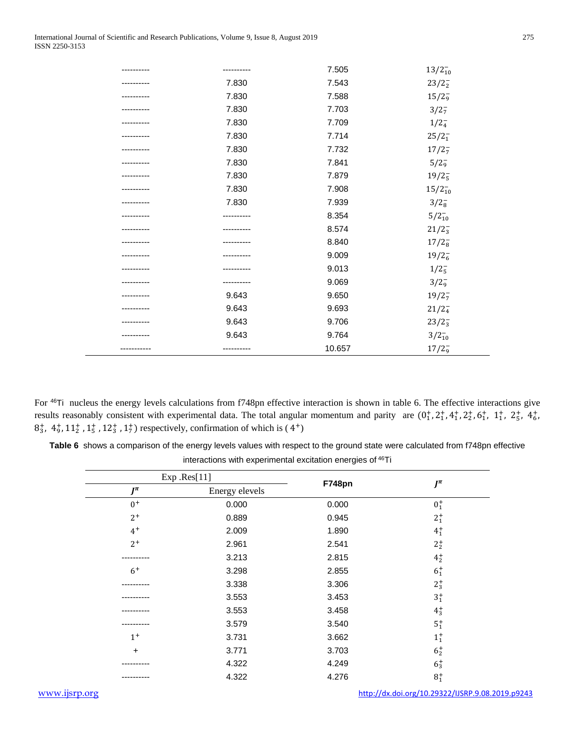| | | | |
|---|---|---|---|
| ---------- | ---------- | 7.505 | $13/2^-_{10}$ |
| ---------- | 7.830 | 7.543 | $23/2^-_2$ |
| ---------- | 7.830 | 7.588 | $15/2^-_9$ |
| ---------- | 7.830 | 7.703 | $3/2^-_7$ |
| ---------- | 7.830 | 7.709 | $1/2^-_4$ |
| ---------- | 7.830 | 7.714 | $25/2^-_1$ |
| ---------- | 7.830 | 7.732 | $17/2^-_7$ |
| ---------- | 7.830 | 7.841 | $5/2^-_9$ |
| ---------- | 7.830 | 7.879 | $19/2^-_5$ |
| ---------- | 7.830 | 7.908 | $15/2^-_{10}$ |
| ---------- | 7.830 | 7.939 | $3/2^-_8$ |
| ---------- | ---------- | 8.354 | $5/2^-_{10}$ |
| ---------- | ---------- | 8.574 | $21/2^-_3$ |
| ---------- | ---------- | 8.840 | $17/2^-_8$ |
| ---------- | ---------- | 9.009 | $19/2^-_6$ |
| ---------- | ---------- | 9.013 | $1/2^-_5$ |
| ---------- | ---------- | 9.069 | $3/2^-_9$ |
| ---------- | 9.643 | 9.650 | $19/2^-_7$ |
| ---------- | 9.643 | 9.693 | $21/2^-_4$ |
| ---------- | 9.643 | 9.706 | $23/2^-_3$ |
| ---------- | 9.643 | 9.764 | $3/2^-_{10}$ |
| ----------- | ---------- | 10.657 | $17/2^-_9$ |

For $^{46}$Ti nucleus the energy levels calculations from f748pn effective interaction is shown in table 6. The effective interactions give results reasonably consistent with experimental data. The total angular momentum and parity are ($0^+_1, 2^+_1, 4^+_1, 2^+_2, 6^+_1$, $1^+_1$, $2^+_5$, $4^+_6$, $8^+_3$, $4^+_9, 11^+_2$ , $1^+_5$ , $12^+_3$ , $1^+_7$) respectively, confirmation of which is ( $4^+$)

**Table 6** shows a comparison of the energy levels values with respect to the ground state were calculated from f748pn effective interactions with experimental excitation energies of $^{46}$Ti

| Exp .Res[11] | | **F748pn** | $J^\pi$ |
|---|---|---|---|
| $J^\pi$ | Energy elevels | | |
| $0^+$ | 0.000 | 0.000 | $0^+_1$ |
| $2^+$ | 0.889 | 0.945 | $2^+_1$ |
| $4^+$ | 2.009 | 1.890 | $4^+_1$ |
| $2^+$ | 2.961 | 2.541 | $2^+_2$ |
| ---------- | 3.213 | 2.815 | $4^+_2$ |
| $6^+$ | 3.298 | 2.855 | $6^+_1$ |
| ---------- | 3.338 | 3.306 | $2^+_3$ |
| ---------- | 3.553 | 3.453 | $3^+_1$ |
| ---------- | 3.553 | 3.458 | $4^+_3$ |
| ---------- | 3.579 | 3.540 | $5^+_1$ |
| $1^+$ | 3.731 | 3.662 | $1^+_1$ |
| + | 3.771 | 3.703 | $6^+_2$ |
| ---------- | 4.322 | 4.249 | $6^+_3$ |
| ---------- | 4.322 | 4.276 | $8^+_1$ |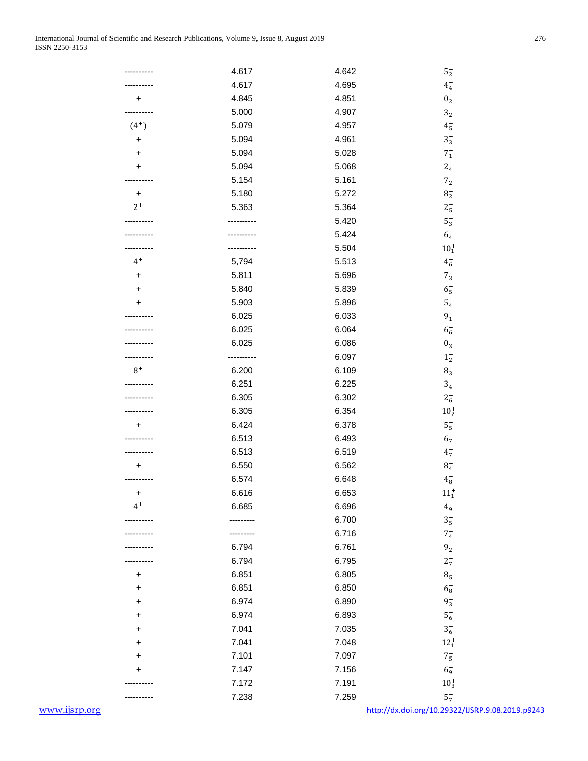| | | | |
|---|---|---|---|
| ---------- | 4.617 | 4.642 | $5_2^+$ |
| ---------- | 4.617 | 4.695 | $4_4^+$ |
| + | 4.845 | 4.851 | $0_2^+$ |
| ---------- | 5.000 | 4.907 | $3_2^+$ |
| $(4^+)$ | 5.079 | 4.957 | $4_5^+$ |
| + | 5.094 | 4.961 | $3_3^+$ |
| + | 5.094 | 5.028 | $7_1^+$ |
| + | 5.094 | 5.068 | $2_4^+$ |
| ---------- | 5.154 | 5.161 | $7_2^+$ |
| + | 5.180 | 5.272 | $8_2^+$ |
| $2^+$ | 5.363 | 5.364 | $2_5^+$ |
| ---------- | ---------- | 5.420 | $5_3^+$ |
| ---------- | ---------- | 5.424 | $6_4^+$ |
| ---------- | ---------- | 5.504 | $10_1^+$ |
| $4^+$ | 5,794 | 5.513 | $4_6^+$ |
| + | 5.811 | 5.696 | $7_3^+$ |
| + | 5.840 | 5.839 | $6_5^+$ |
| + | 5.903 | 5.896 | $5_4^+$ |
| ---------- | 6.025 | 6.033 | $9_1^+$ |
| ---------- | 6.025 | 6.064 | $6_6^+$ |
| ---------- | 6.025 | 6.086 | $0_3^+$ |
| ---------- | ---------- | 6.097 | $1_2^+$ |
| $8^+$ | 6.200 | 6.109 | $8_3^+$ |
| ---------- | 6.251 | 6.225 | $3_4^+$ |
| ---------- | 6.305 | 6.302 | $2_6^+$ |
| ---------- | 6.305 | 6.354 | $10_2^+$ |
| + | 6.424 | 6.378 | $5_5^+$ |
| ---------- | 6.513 | 6.493 | $6_7^+$ |
| ---------- | 6.513 | 6.519 | $4_7^+$ |
| + | 6.550 | 6.562 | $8_4^+$ |
| ---------- | 6.574 | 6.648 | $4_8^+$ |
| + | 6.616 | 6.653 | $11_1^+$ |
| $4^+$ | 6.685 | 6.696 | $4_9^+$ |
| ---------- | --------- | 6.700 | $3_5^+$ |
| ---------- | --------- | 6.716 | $7_4^+$ |
| ---------- | 6.794 | 6.761 | $9_2^+$ |
| ---------- | 6.794 | 6.795 | $2_7^+$ |
| + | 6.851 | 6.805 | $8_5^+$ |
| + | 6.851 | 6.850 | $6_8^+$ |
| + | 6.974 | 6.890 | $9_3^+$ |
| + | 6.974 | 6.893 | $5_6^+$ |
| + | 7.041 | 7.035 | $3_6^+$ |
| + | 7.041 | 7.048 | $12_1^+$ |
| + | 7.101 | 7.097 | $7_5^+$ |
| + | 7.147 | 7.156 | $6_9^+$ |
| ---------- | 7.172 | 7.191 | $10_3^+$ |
| ---------- | 7.238 | 7.259 | $5_7^+$ |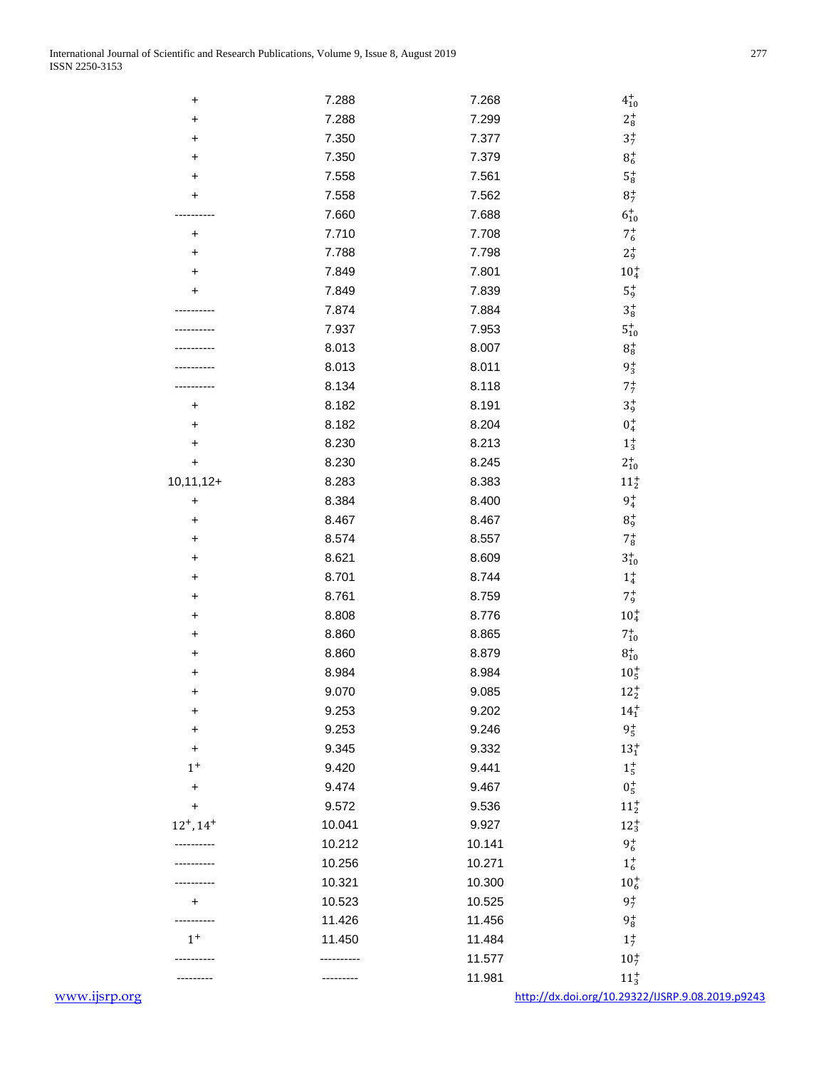| | | | |
|---|---|---|---|
| + | 7.288 | 7.268 | $4^+_{10}$ |
| + | 7.288 | 7.299 | $2^+_8$ |
| + | 7.350 | 7.377 | $3^+_7$ |
| + | 7.350 | 7.379 | $8^+_6$ |
| + | 7.558 | 7.561 | $5^+_8$ |
| + | 7.558 | 7.562 | $8^+_7$ |
| ---------- | 7.660 | 7.688 | $6^+_{10}$ |
| + | 7.710 | 7.708 | $7^+_6$ |
| + | 7.788 | 7.798 | $2^+_9$ |
| + | 7.849 | 7.801 | $10^+_4$ |
| + | 7.849 | 7.839 | $5^+_9$ |
| ---------- | 7.874 | 7.884 | $3^+_8$ |
| ---------- | 7.937 | 7.953 | $5^+_{10}$ |
| ---------- | 8.013 | 8.007 | $8^+_8$ |
| ---------- | 8.013 | 8.011 | $9^+_3$ |
| ---------- | 8.134 | 8.118 | $7^+_7$ |
| + | 8.182 | 8.191 | $3^+_9$ |
| + | 8.182 | 8.204 | $0^+_4$ |
| + | 8.230 | 8.213 | $1^+_3$ |
| + | 8.230 | 8.245 | $2^+_{10}$ |
| 10,11,12+ | 8.283 | 8.383 | $11^+_2$ |
| + | 8.384 | 8.400 | $9^+_4$ |
| + | 8.467 | 8.467 | $8^+_9$ |
| + | 8.574 | 8.557 | $7^+_8$ |
| + | 8.621 | 8.609 | $3^+_{10}$ |
| + | 8.701 | 8.744 | $1^+_4$ |
| + | 8.761 | 8.759 | $7^+_9$ |
| + | 8.808 | 8.776 | $10^+_4$ |
| + | 8.860 | 8.865 | $7^+_{10}$ |
| + | 8.860 | 8.879 | $8^+_{10}$ |
| + | 8.984 | 8.984 | $10^+_5$ |
| + | 9.070 | 9.085 | $12^+_2$ |
| + | 9.253 | 9.202 | $14^+_1$ |
| + | 9.253 | 9.246 | $9^+_5$ |
| + | 9.345 | 9.332 | $13^+_1$ |
| $1^+$ | 9.420 | 9.441 | $1^+_5$ |
| + | 9.474 | 9.467 | $0^+_5$ |
| + | 9.572 | 9.536 | $11^+_2$ |
| $12^+, 14^+$ | 10.041 | 9.927 | $12^+_3$ |
| ---------- | 10.212 | 10.141 | $9^+_6$ |
| ---------- | 10.256 | 10.271 | $1^+_6$ |
| ---------- | 10.321 | 10.300 | $10^+_6$ |
| + | 10.523 | 10.525 | $9^+_7$ |
| ---------- | 11.426 | 11.456 | $9^+_8$ |
| $1^+$ | 11.450 | 11.484 | $1^+_7$ |
| ---------- | ---------- | 11.577 | $10^+_7$ |
| --------- | --------- | 11.981 | $11^+_3$ |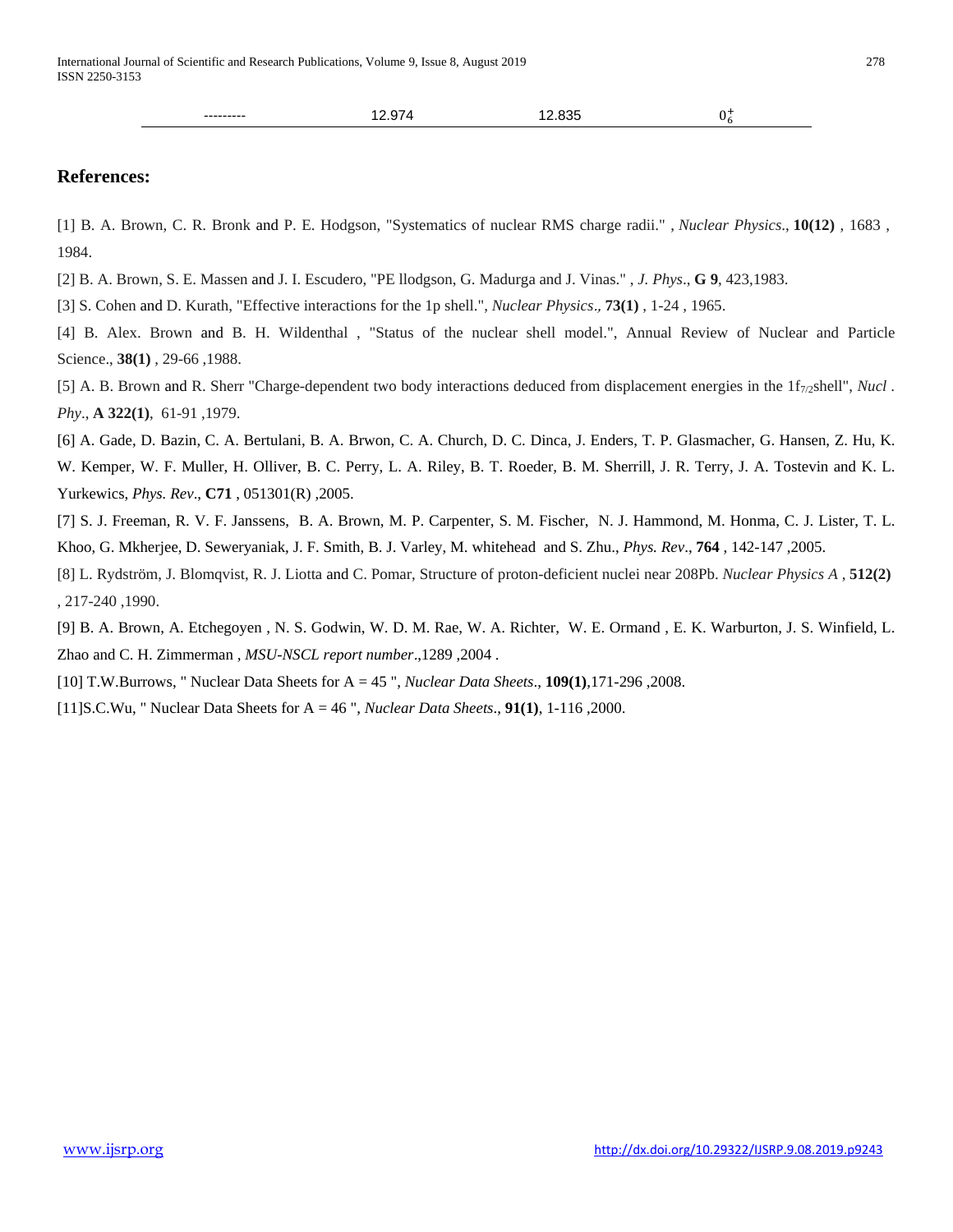| | | | |
|---|---|---|---|
| --------- | 12.974 | 12.835 | $0_6^+$ |

## References:

[1] B. A. Brown, C. R. Bronk and P. E. Hodgson, "Systematics of nuclear RMS charge radii." , *Nuclear Physics*., **10(12)** , 1683 , 1984.

[2] B. A. Brown, S. E. Massen and J. I. Escudero, "PE llodgson, G. Madurga and J. Vinas." , *J. Phys*., **G 9**, 423,1983.

[3] S. Cohen and D. Kurath, "Effective interactions for the 1p shell.", *Nuclear Physics*., **73(1)** , 1-24 , 1965.

[4] B. Alex. Brown and B. H. Wildenthal , "Status of the nuclear shell model.", Annual Review of Nuclear and Particle Science., **38(1)** , 29-66 ,1988.

[5] A. B. Brown and R. Sherr "Charge-dependent two body interactions deduced from displacement energies in the $1f_{7/2}$shell", *Nucl . Phy*., **A 322(1)**, 61-91 ,1979.

[6] A. Gade, D. Bazin, C. A. Bertulani, B. A. Brwon, C. A. Church, D. C. Dinca, J. Enders, T. P. Glasmacher, G. Hansen, Z. Hu, K. W. Kemper, W. F. Muller, H. Olliver, B. C. Perry, L. A. Riley, B. T. Roeder, B. M. Sherrill, J. R. Terry, J. A. Tostevin and K. L. Yurkewics, *Phys. Rev*., **C71** , 051301(R) ,2005.

[7] S. J. Freeman, R. V. F. Janssens, B. A. Brown, M. P. Carpenter, S. M. Fischer, N. J. Hammond, M. Honma, C. J. Lister, T. L. Khoo, G. Mkherjee, D. Seweryaniak, J. F. Smith, B. J. Varley, M. whitehead and S. Zhu., *Phys. Rev*., **764** , 142-147 ,2005.

[8] L. Rydström, J. Blomqvist, R. J. Liotta and C. Pomar, Structure of proton-deficient nuclei near 208Pb. *Nuclear Physics A* , **512(2)** , 217-240 ,1990.

[9] B. A. Brown, A. Etchegoyen , N. S. Godwin, W. D. M. Rae, W. A. Richter, W. E. Ormand , E. K. Warburton, J. S. Winfield, L. Zhao and C. H. Zimmerman , *MSU-NSCL report number*.,1289 ,2004 .

[10] T.W.Burrows, " Nuclear Data Sheets for A = 45 ", *Nuclear Data Sheets*., **109(1)**,171-296 ,2008.

[11]S.C.Wu, " Nuclear Data Sheets for A = 46 ", *Nuclear Data Sheets*., **91(1)**, 1-116 ,2000.